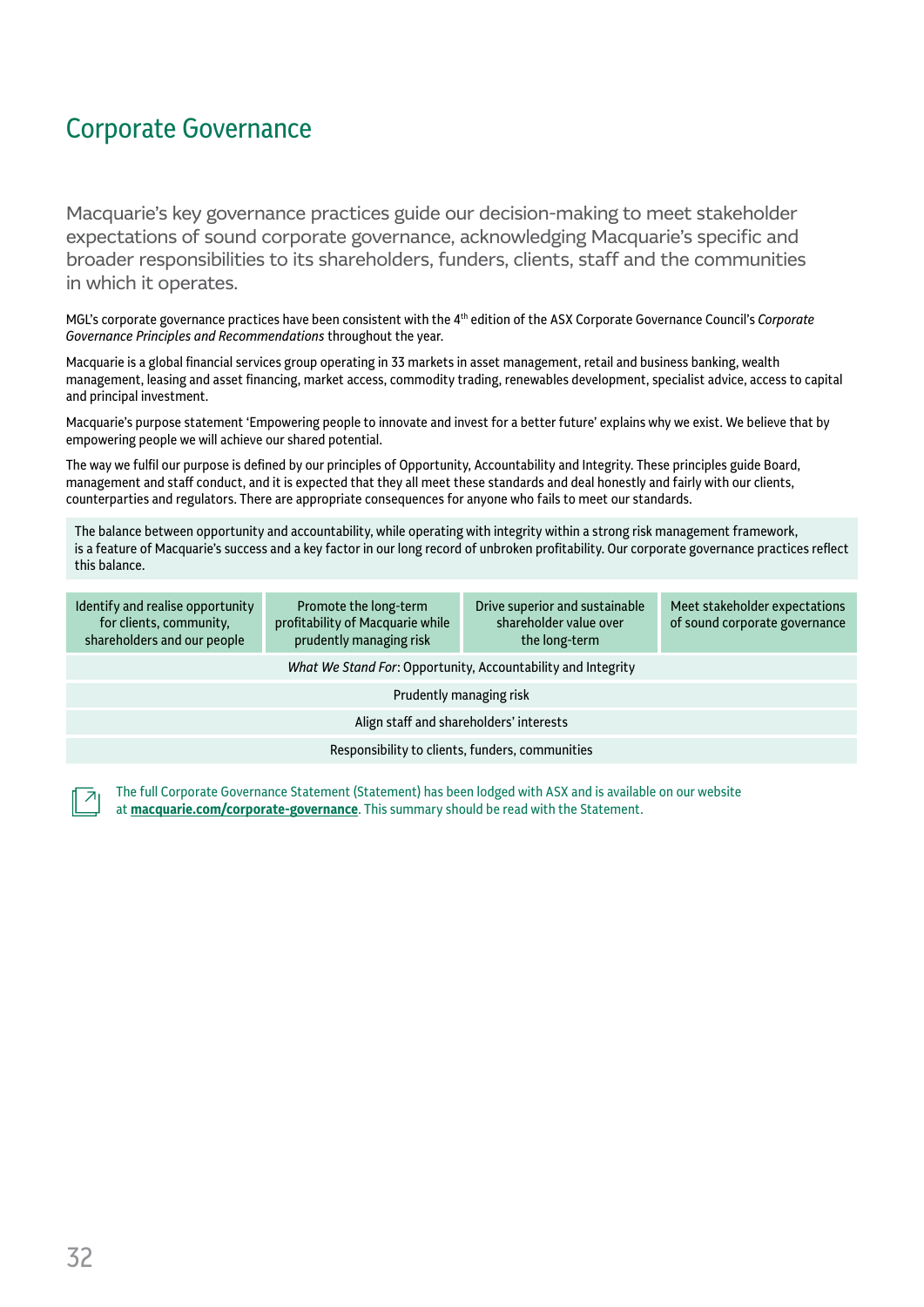# Corporate Governance

Macquarie's key governance practices guide our decision-making to meet stakeholder expectations of sound corporate governance, acknowledging Macquarie's specific and broader responsibilities to its shareholders, funders, clients, staff and the communities in which it operates.

MGL's corporate governance practices have been consistent with the 4th edition of the ASX Corporate Governance Council's *Corporate Governance Principles and Recommendations* throughout the year.

Macquarie is a global financial services group operating in 33 markets in asset management, retail and business banking, wealth management, leasing and asset financing, market access, commodity trading, renewables development, specialist advice, access to capital and principal investment.

Macquarie's purpose statement 'Empowering people to innovate and invest for a better future' explains why we exist. We believe that by empowering people we will achieve our shared potential.

The way we fulfil our purpose is defined by our principles of Opportunity, Accountability and Integrity. These principles guide Board, management and staff conduct, and it is expected that they all meet these standards and deal honestly and fairly with our clients, counterparties and regulators. There are appropriate consequences for anyone who fails to meet our standards.

The balance between opportunity and accountability, while operating with integrity within a strong risk management framework, is a feature of Macquarie's success and a key factor in our long record of unbroken profitability. Our corporate governance practices reflect this balance.

| Identify and realise opportunity for clients, community, shareholders and our people | Promote the long-term profitability of Macquarie while prudently managing risk | Drive superior and sustainable shareholder value over the long-term | Meet stakeholder expectations of sound corporate governance |
|---|---|---|---|
| *What We Stand For*: Opportunity, Accountability and Integrity | | | |
| Prudently managing risk | | | |
| Align staff and shareholders' interests | | | |
| Responsibility to clients, funders, communities | | | |

The full Corporate Governance Statement (Statement) has been lodged with ASX and is available on our website at **macquarie.com/corporate-governance**. This summary should be read with the Statement.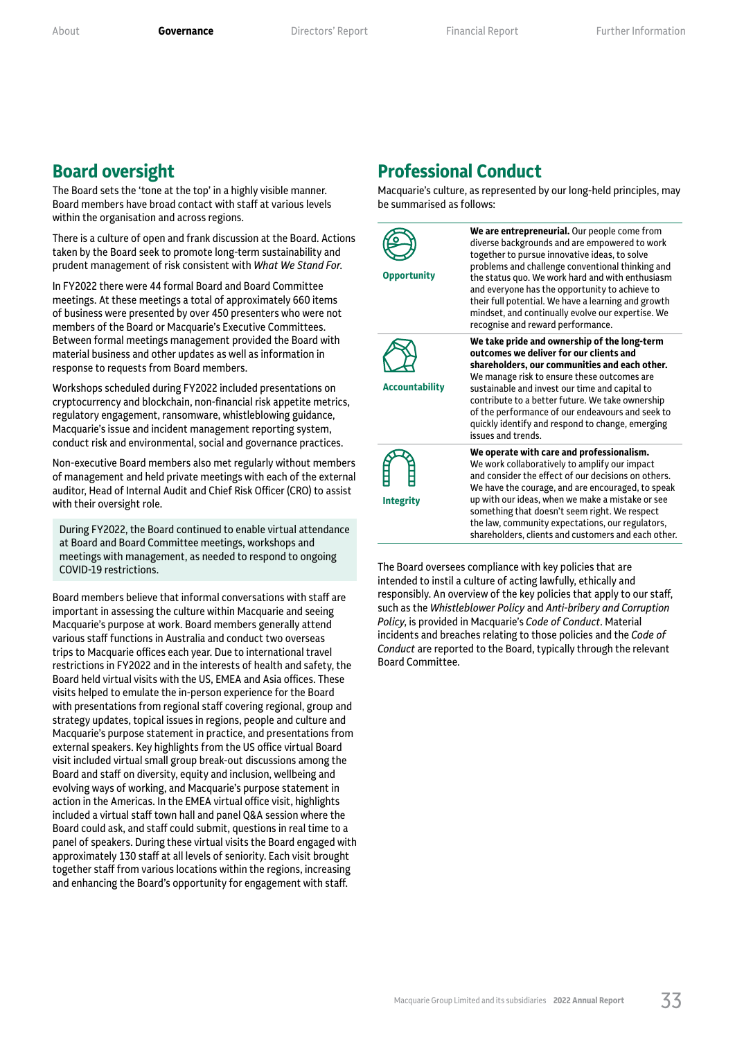## Board oversight

The Board sets the 'tone at the top' in a highly visible manner. Board members have broad contact with staff at various levels within the organisation and across regions.

There is a culture of open and frank discussion at the Board. Actions taken by the Board seek to promote long-term sustainability and prudent management of risk consistent with *What We Stand For.*

In FY2022 there were 44 formal Board and Board Committee meetings. At these meetings a total of approximately 660 items of business were presented by over 450 presenters who were not members of the Board or Macquarie's Executive Committees. Between formal meetings management provided the Board with material business and other updates as well as information in response to requests from Board members.

Workshops scheduled during FY2022 included presentations on cryptocurrency and blockchain, non-financial risk appetite metrics, regulatory engagement, ransomware, whistleblowing guidance, Macquarie's issue and incident management reporting system, conduct risk and environmental, social and governance practices.

Non-executive Board members also met regularly without members of management and held private meetings with each of the external auditor, Head of Internal Audit and Chief Risk Officer (CRO) to assist with their oversight role.

> During FY2022, the Board continued to enable virtual attendance at Board and Board Committee meetings, workshops and meetings with management, as needed to respond to ongoing COVID-19 restrictions.

Board members believe that informal conversations with staff are important in assessing the culture within Macquarie and seeing Macquarie's purpose at work. Board members generally attend various staff functions in Australia and conduct two overseas trips to Macquarie offices each year. Due to international travel restrictions in FY2022 and in the interests of health and safety, the Board held virtual visits with the US, EMEA and Asia offices. These visits helped to emulate the in-person experience for the Board with presentations from regional staff covering regional, group and strategy updates, topical issues in regions, people and culture and Macquarie's purpose statement in practice, and presentations from external speakers. Key highlights from the US office virtual Board visit included virtual small group break-out discussions among the Board and staff on diversity, equity and inclusion, wellbeing and evolving ways of working, and Macquarie's purpose statement in action in the Americas. In the EMEA virtual office visit, highlights included a virtual staff town hall and panel Q&A session where the Board could ask, and staff could submit, questions in real time to a panel of speakers. During these virtual visits the Board engaged with approximately 130 staff at all levels of seniority. Each visit brought together staff from various locations within the regions, increasing and enhancing the Board's opportunity for engagement with staff.

## Professional Conduct

Macquarie's culture, as represented by our long-held principles, may be summarised as follows:

| | |
|---|---|
| **Opportunity** | **We are entrepreneurial.** Our people come from diverse backgrounds and are empowered to work together to pursue innovative ideas, to solve problems and challenge conventional thinking and the status quo. We work hard and with enthusiasm and everyone has the opportunity to achieve to their full potential. We have a learning and growth mindset, and continually evolve our expertise. We recognise and reward performance. |
| **Accountability** | **We take pride and ownership of the long-term outcomes we deliver for our clients and shareholders, our communities and each other.** We manage risk to ensure these outcomes are sustainable and invest our time and capital to contribute to a better future. We take ownership of the performance of our endeavours and seek to quickly identify and respond to change, emerging issues and trends. |
| **Integrity** | **We operate with care and professionalism.** We work collaboratively to amplify our impact and consider the effect of our decisions on others. We have the courage, and are encouraged, to speak up with our ideas, when we make a mistake or see something that doesn't seem right. We respect the law, community expectations, our regulators, shareholders, clients and customers and each other. |

The Board oversees compliance with key policies that are intended to instil a culture of acting lawfully, ethically and responsibly. An overview of the key policies that apply to our staff, such as the *Whistleblower Policy* and *Anti-bribery and Corruption Policy*, is provided in Macquarie's *Code of Conduct*. Material incidents and breaches relating to those policies and the *Code of Conduct* are reported to the Board, typically through the relevant Board Committee.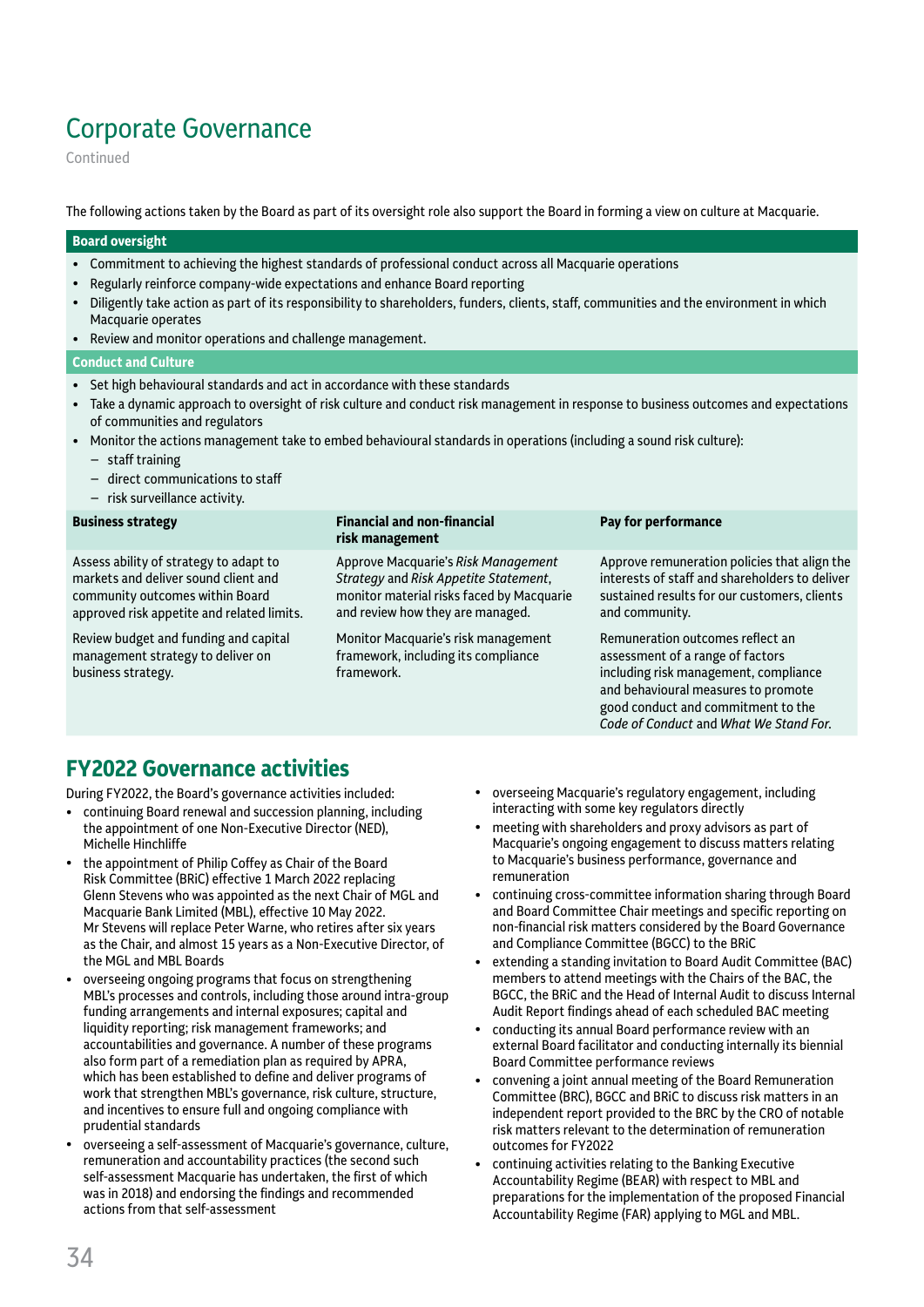# Corporate Governance

Continued

The following actions taken by the Board as part of its oversight role also support the Board in forming a view on culture at Macquarie.

**Board oversight**

- Commitment to achieving the highest standards of professional conduct across all Macquarie operations
- Regularly reinforce company-wide expectations and enhance Board reporting
- Diligently take action as part of its responsibility to shareholders, funders, clients, staff, communities and the environment in which Macquarie operates
- Review and monitor operations and challenge management.

**Conduct and Culture**

- Set high behavioural standards and act in accordance with these standards
- Take a dynamic approach to oversight of risk culture and conduct risk management in response to business outcomes and expectations of communities and regulators
- Monitor the actions management take to embed behavioural standards in operations (including a sound risk culture):
  - staff training
  - direct communications to staff
  - risk surveillance activity.

| Business strategy | Financial and non-financial risk management | Pay for performance |
|---|---|---|
| Assess ability of strategy to adapt to markets and deliver sound client and community outcomes within Board approved risk appetite and related limits. | Approve Macquarie's *Risk Management Strategy* and *Risk Appetite Statement*, monitor material risks faced by Macquarie and review how they are managed. | Approve remuneration policies that align the interests of staff and shareholders to deliver sustained results for our customers, clients and community. |
| Review budget and funding and capital management strategy to deliver on business strategy. | Monitor Macquarie's risk management framework, including its compliance framework. | Remuneration outcomes reflect an assessment of a range of factors including risk management, compliance and behavioural measures to promote good conduct and commitment to the *Code of Conduct* and *What We Stand For*. |

## FY2022 Governance activities

During FY2022, the Board's governance activities included:

- continuing Board renewal and succession planning, including the appointment of one Non-Executive Director (NED), Michelle Hinchliffe
- the appointment of Philip Coffey as Chair of the Board Risk Committee (BRiC) effective 1 March 2022 replacing Glenn Stevens who was appointed as the next Chair of MGL and Macquarie Bank Limited (MBL), effective 10 May 2022. Mr Stevens will replace Peter Warne, who retires after six years as the Chair, and almost 15 years as a Non-Executive Director, of the MGL and MBL Boards
- overseeing ongoing programs that focus on strengthening MBL's processes and controls, including those around intra-group funding arrangements and internal exposures; capital and liquidity reporting; risk management frameworks; and accountabilities and governance. A number of these programs also form part of a remediation plan as required by APRA, which has been established to define and deliver programs of work that strengthen MBL's governance, risk culture, structure, and incentives to ensure full and ongoing compliance with prudential standards
- overseeing a self-assessment of Macquarie's governance, culture, remuneration and accountability practices (the second such self-assessment Macquarie has undertaken, the first of which was in 2018) and endorsing the findings and recommended actions from that self-assessment
- overseeing Macquarie's regulatory engagement, including interacting with some key regulators directly
- meeting with shareholders and proxy advisors as part of Macquarie's ongoing engagement to discuss matters relating to Macquarie's business performance, governance and remuneration
- continuing cross-committee information sharing through Board and Board Committee Chair meetings and specific reporting on non-financial risk matters considered by the Board Governance and Compliance Committee (BGCC) to the BRiC
- extending a standing invitation to Board Audit Committee (BAC) members to attend meetings with the Chairs of the BAC, the BGCC, the BRiC and the Head of Internal Audit to discuss Internal Audit Report findings ahead of each scheduled BAC meeting
- conducting its annual Board performance review with an external Board facilitator and conducting internally its biennial Board Committee performance reviews
- convening a joint annual meeting of the Board Remuneration Committee (BRC), BGCC and BRiC to discuss risk matters in an independent report provided to the BRC by the CRO of notable risk matters relevant to the determination of remuneration outcomes for FY2022
- continuing activities relating to the Banking Executive Accountability Regime (BEAR) with respect to MBL and preparations for the implementation of the proposed Financial Accountability Regime (FAR) applying to MGL and MBL.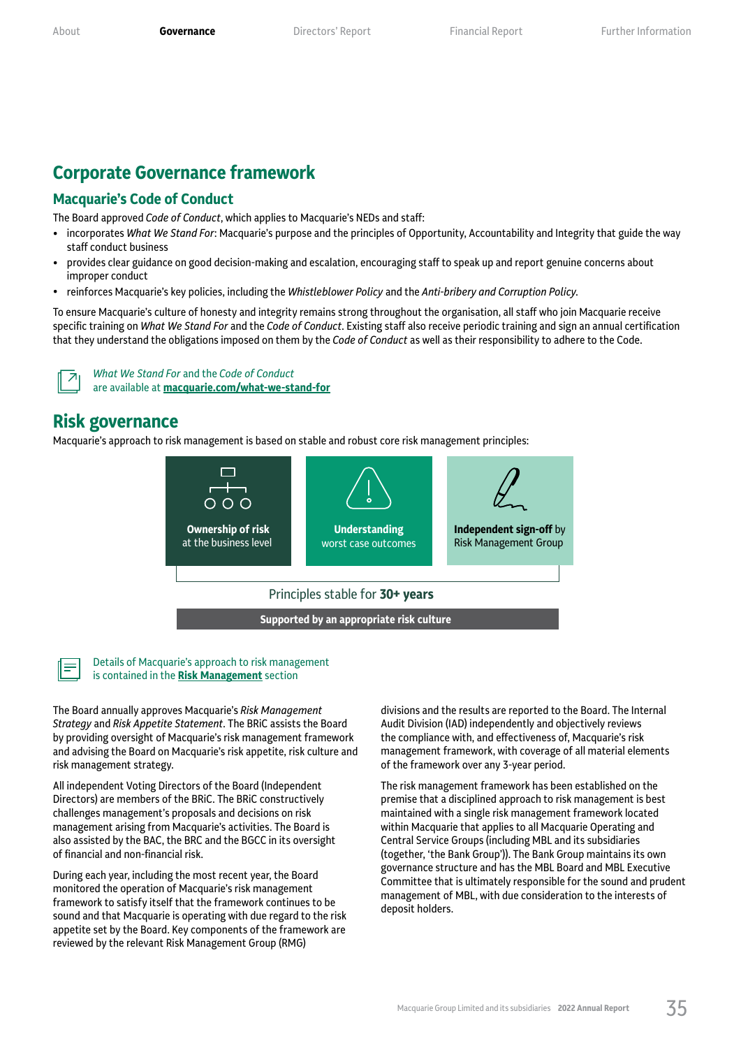# Corporate Governance framework

## Macquarie's Code of Conduct

The Board approved *Code of Conduct*, which applies to Macquarie's NEDs and staff:

- incorporates *What We Stand For*: Macquarie's purpose and the principles of Opportunity, Accountability and Integrity that guide the way staff conduct business
- provides clear guidance on good decision-making and escalation, encouraging staff to speak up and report genuine concerns about improper conduct
- reinforces Macquarie's key policies, including the *Whistleblower Policy* and the *Anti-bribery and Corruption Policy*.

To ensure Macquarie's culture of honesty and integrity remains strong throughout the organisation, all staff who join Macquarie receive specific training on *What We Stand For* and the *Code of Conduct*. Existing staff also receive periodic training and sign an annual certification that they understand the obligations imposed on them by the *Code of Conduct* as well as their responsibility to adhere to the Code.

*What We Stand For* and the *Code of Conduct* are available at **macquarie.com/what-we-stand-for**

## Risk governance

Macquarie's approach to risk management is based on stable and robust core risk management principles:

- **Ownership of risk** at the business level
- **Understanding** worst case outcomes
- **Independent sign-off** by Risk Management Group

Principles stable for **30+ years**

**Supported by an appropriate risk culture**

Details of Macquarie's approach to risk management is contained in the **Risk Management** section

The Board annually approves Macquarie's *Risk Management Strategy* and *Risk Appetite Statement*. The BRiC assists the Board by providing oversight of Macquarie's risk management framework and advising the Board on Macquarie's risk appetite, risk culture and risk management strategy.

All independent Voting Directors of the Board (Independent Directors) are members of the BRiC. The BRiC constructively challenges management's proposals and decisions on risk management arising from Macquarie's activities. The Board is also assisted by the BAC, the BRC and the BGCC in its oversight of financial and non-financial risk.

During each year, including the most recent year, the Board monitored the operation of Macquarie's risk management framework to satisfy itself that the framework continues to be sound and that Macquarie is operating with due regard to the risk appetite set by the Board. Key components of the framework are reviewed by the relevant Risk Management Group (RMG) divisions and the results are reported to the Board. The Internal Audit Division (IAD) independently and objectively reviews the compliance with, and effectiveness of, Macquarie's risk management framework, with coverage of all material elements of the framework over any 3-year period.

The risk management framework has been established on the premise that a disciplined approach to risk management is best maintained with a single risk management framework located within Macquarie that applies to all Macquarie Operating and Central Service Groups (including MBL and its subsidiaries (together, 'the Bank Group')). The Bank Group maintains its own governance structure and has the MBL Board and MBL Executive Committee that is ultimately responsible for the sound and prudent management of MBL, with due consideration to the interests of deposit holders.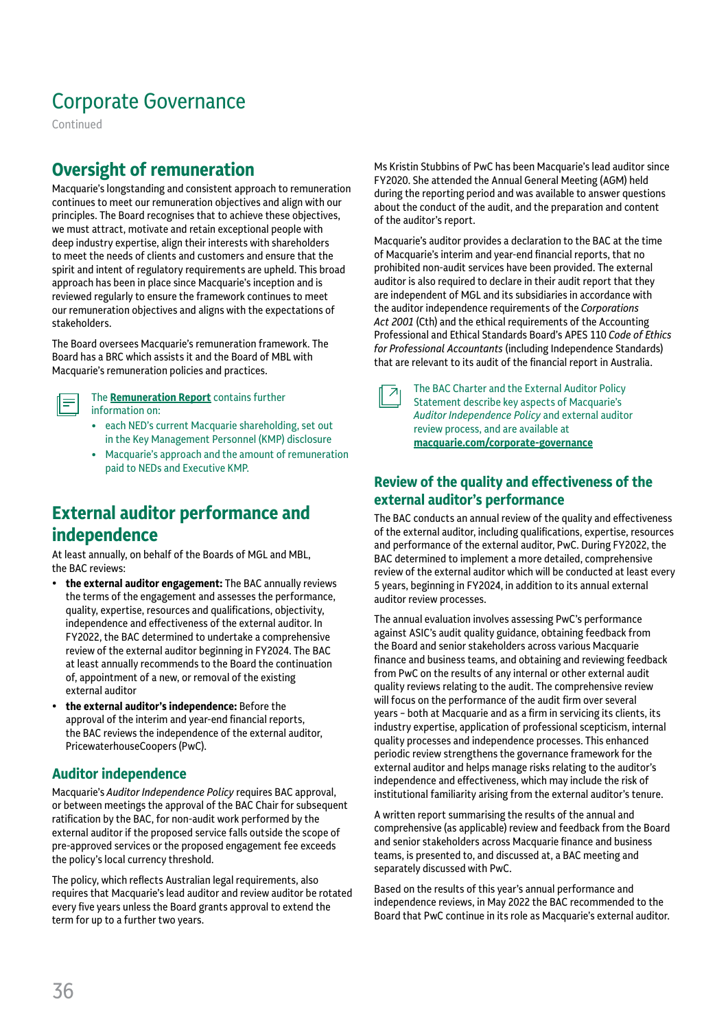// Corporate Governance
Continued

## Oversight of remuneration

Macquarie's longstanding and consistent approach to remuneration continues to meet our remuneration objectives and align with our principles. The Board recognises that to achieve these objectives, we must attract, motivate and retain exceptional people with deep industry expertise, align their interests with shareholders to meet the needs of clients and customers and ensure that the spirit and intent of regulatory requirements are upheld. This broad approach has been in place since Macquarie's inception and is reviewed regularly to ensure the framework continues to meet our remuneration objectives and aligns with the expectations of stakeholders.

The Board oversees Macquarie's remuneration framework. The Board has a BRC which assists it and the Board of MBL with Macquarie's remuneration policies and practices.

The **Remuneration Report** contains further information on:

- each NED's current Macquarie shareholding, set out in the Key Management Personnel (KMP) disclosure
- Macquarie's approach and the amount of remuneration paid to NEDs and Executive KMP.

## External auditor performance and independence

At least annually, on behalf of the Boards of MGL and MBL, the BAC reviews:

- **the external auditor engagement:** The BAC annually reviews the terms of the engagement and assesses the performance, quality, expertise, resources and qualifications, objectivity, independence and effectiveness of the external auditor. In FY2022, the BAC determined to undertake a comprehensive review of the external auditor beginning in FY2024. The BAC at least annually recommends to the Board the continuation of, appointment of a new, or removal of the existing external auditor
- **the external auditor's independence:** Before the approval of the interim and year-end financial reports, the BAC reviews the independence of the external auditor, PricewaterhouseCoopers (PwC).

### Auditor independence

Macquarie's *Auditor Independence Policy* requires BAC approval, or between meetings the approval of the BAC Chair for subsequent ratification by the BAC, for non-audit work performed by the external auditor if the proposed service falls outside the scope of pre-approved services or the proposed engagement fee exceeds the policy's local currency threshold.

The policy, which reflects Australian legal requirements, also requires that Macquarie's lead auditor and review auditor be rotated every five years unless the Board grants approval to extend the term for up to a further two years.

Ms Kristin Stubbins of PwC has been Macquarie's lead auditor since FY2020. She attended the Annual General Meeting (AGM) held during the reporting period and was available to answer questions about the conduct of the audit, and the preparation and content of the auditor's report.

Macquarie's auditor provides a declaration to the BAC at the time of Macquarie's interim and year-end financial reports, that no prohibited non-audit services have been provided. The external auditor is also required to declare in their audit report that they are independent of MGL and its subsidiaries in accordance with the auditor independence requirements of the *Corporations Act 2001* (Cth) and the ethical requirements of the Accounting Professional and Ethical Standards Board's APES 110 *Code of Ethics for Professional Accountants* (including Independence Standards) that are relevant to its audit of the financial report in Australia.

The BAC Charter and the External Auditor Policy Statement describe key aspects of Macquarie's *Auditor Independence Policy* and external auditor review process, and are available at **macquarie.com/corporate-governance**

### Review of the quality and effectiveness of the external auditor's performance

The BAC conducts an annual review of the quality and effectiveness of the external auditor, including qualifications, expertise, resources and performance of the external auditor, PwC. During FY2022, the BAC determined to implement a more detailed, comprehensive review of the external auditor which will be conducted at least every 5 years, beginning in FY2024, in addition to its annual external auditor review processes.

The annual evaluation involves assessing PwC's performance against ASIC's audit quality guidance, obtaining feedback from the Board and senior stakeholders across various Macquarie finance and business teams, and obtaining and reviewing feedback from PwC on the results of any internal or other external audit quality reviews relating to the audit. The comprehensive review will focus on the performance of the audit firm over several years – both at Macquarie and as a firm in servicing its clients, its industry expertise, application of professional scepticism, internal quality processes and independence processes. This enhanced periodic review strengthens the governance framework for the external auditor and helps manage risks relating to the auditor's independence and effectiveness, which may include the risk of institutional familiarity arising from the external auditor's tenure.

A written report summarising the results of the annual and comprehensive (as applicable) review and feedback from the Board and senior stakeholders across Macquarie finance and business teams, is presented to, and discussed at, a BAC meeting and separately discussed with PwC.

Based on the results of this year's annual performance and independence reviews, in May 2022 the BAC recommended to the Board that PwC continue in its role as Macquarie's external auditor.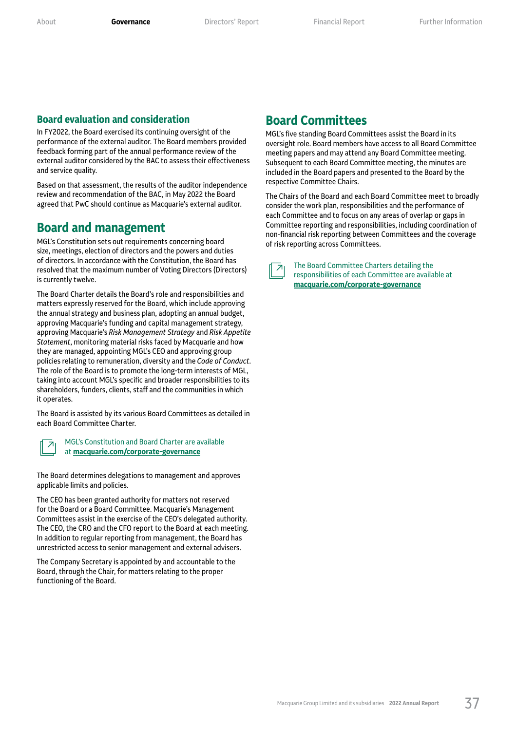## Board evaluation and consideration

In FY2022, the Board exercised its continuing oversight of the performance of the external auditor. The Board members provided feedback forming part of the annual performance review of the external auditor considered by the BAC to assess their effectiveness and service quality.

Based on that assessment, the results of the auditor independence review and recommendation of the BAC, in May 2022 the Board agreed that PwC should continue as Macquarie's external auditor.

## Board and management

MGL's Constitution sets out requirements concerning board size, meetings, election of directors and the powers and duties of directors. In accordance with the Constitution, the Board has resolved that the maximum number of Voting Directors (Directors) is currently twelve.

The Board Charter details the Board's role and responsibilities and matters expressly reserved for the Board, which include approving the annual strategy and business plan, adopting an annual budget, approving Macquarie's funding and capital management strategy, approving Macquarie's *Risk Management Strategy* and *Risk Appetite Statement*, monitoring material risks faced by Macquarie and how they are managed, appointing MGL's CEO and approving group policies relating to remuneration, diversity and the *Code of Conduct*. The role of the Board is to promote the long-term interests of MGL, taking into account MGL's specific and broader responsibilities to its shareholders, funders, clients, staff and the communities in which it operates.

The Board is assisted by its various Board Committees as detailed in each Board Committee Charter.

MGL's Constitution and Board Charter are available at **macquarie.com/corporate-governance**

The Board determines delegations to management and approves applicable limits and policies.

The CEO has been granted authority for matters not reserved for the Board or a Board Committee. Macquarie's Management Committees assist in the exercise of the CEO's delegated authority. The CEO, the CRO and the CFO report to the Board at each meeting. In addition to regular reporting from management, the Board has unrestricted access to senior management and external advisers.

The Company Secretary is appointed by and accountable to the Board, through the Chair, for matters relating to the proper functioning of the Board.

## Board Committees

MGL's five standing Board Committees assist the Board in its oversight role. Board members have access to all Board Committee meeting papers and may attend any Board Committee meeting. Subsequent to each Board Committee meeting, the minutes are included in the Board papers and presented to the Board by the respective Committee Chairs.

The Chairs of the Board and each Board Committee meet to broadly consider the work plan, responsibilities and the performance of each Committee and to focus on any areas of overlap or gaps in Committee reporting and responsibilities, including coordination of non-financial risk reporting between Committees and the coverage of risk reporting across Committees.

The Board Committee Charters detailing the responsibilities of each Committee are available at **macquarie.com/corporate-governance**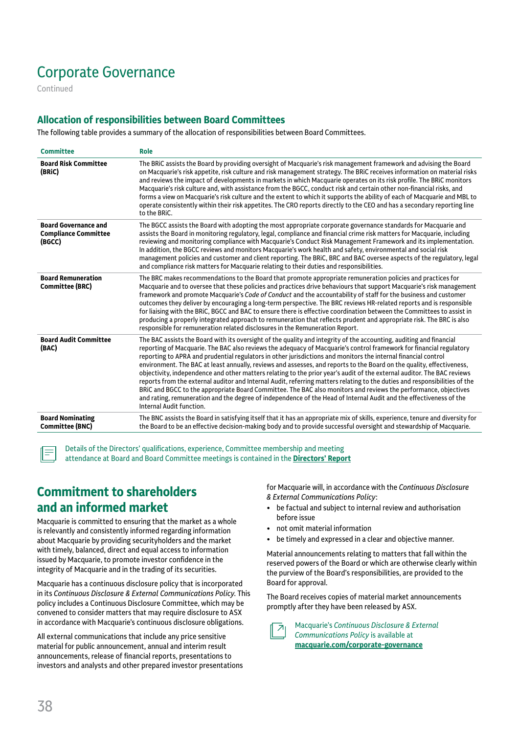# Corporate Governance

Continued

## Allocation of responsibilities between Board Committees

The following table provides a summary of the allocation of responsibilities between Board Committees.

| Committee | Role |
|---|---|
| **Board Risk Committee (BRiC)** | The BRiC assists the Board by providing oversight of Macquarie's risk management framework and advising the Board on Macquarie's risk appetite, risk culture and risk management strategy. The BRiC receives information on material risks and reviews the impact of developments in markets in which Macquarie operates on its risk profile. The BRiC monitors Macquarie's risk culture and, with assistance from the BGCC, conduct risk and certain other non-financial risks, and forms a view on Macquarie's risk culture and the extent to which it supports the ability of each of Macquarie and MBL to operate consistently within their risk appetites. The CRO reports directly to the CEO and has a secondary reporting line to the BRiC. |
| **Board Governance and Compliance Committee (BGCC)** | The BGCC assists the Board with adopting the most appropriate corporate governance standards for Macquarie and assists the Board in monitoring regulatory, legal, compliance and financial crime risk matters for Macquarie, including reviewing and monitoring compliance with Macquarie's Conduct Risk Management Framework and its implementation. In addition, the BGCC reviews and monitors Macquarie's work health and safety, environmental and social risk management policies and customer and client reporting. The BRiC, BRC and BAC oversee aspects of the regulatory, legal and compliance risk matters for Macquarie relating to their duties and responsibilities. |
| **Board Remuneration Committee (BRC)** | The BRC makes recommendations to the Board that promote appropriate remuneration policies and practices for Macquarie and to oversee that these policies and practices drive behaviours that support Macquarie's risk management framework and promote Macquarie's *Code of Conduct* and the accountability of staff for the business and customer outcomes they deliver by encouraging a long-term perspective. The BRC reviews HR-related reports and is responsible for liaising with the BRiC, BGCC and BAC to ensure there is effective coordination between the Committees to assist in producing a properly integrated approach to remuneration that reflects prudent and appropriate risk. The BRC is also responsible for remuneration related disclosures in the Remuneration Report. |
| **Board Audit Committee (BAC)** | The BAC assists the Board with its oversight of the quality and integrity of the accounting, auditing and financial reporting of Macquarie. The BAC also reviews the adequacy of Macquarie's control framework for financial regulatory reporting to APRA and prudential regulators in other jurisdictions and monitors the internal financial control environment. The BAC at least annually, reviews and assesses, and reports to the Board on the quality, effectiveness, objectivity, independence and other matters relating to the prior year's audit of the external auditor. The BAC reviews reports from the external auditor and Internal Audit, referring matters relating to the duties and responsibilities of the BRiC and BGCC to the appropriate Board Committee. The BAC also monitors and reviews the performance, objectives and rating, remuneration and the degree of independence of the Head of Internal Audit and the effectiveness of the Internal Audit function. |
| **Board Nominating Committee (BNC)** | The BNC assists the Board in satisfying itself that it has an appropriate mix of skills, experience, tenure and diversity for the Board to be an effective decision-making body and to provide successful oversight and stewardship of Macquarie. |

Details of the Directors' qualifications, experience, Committee membership and meeting attendance at Board and Board Committee meetings is contained in the **Directors' Report**

## Commitment to shareholders and an informed market

Macquarie is committed to ensuring that the market as a whole is relevantly and consistently informed regarding information about Macquarie by providing securityholders and the market with timely, balanced, direct and equal access to information issued by Macquarie, to promote investor confidence in the integrity of Macquarie and in the trading of its securities.

Macquarie has a continuous disclosure policy that is incorporated in its *Continuous Disclosure & External Communications Policy*. This policy includes a Continuous Disclosure Committee, which may be convened to consider matters that may require disclosure to ASX in accordance with Macquarie's continuous disclosure obligations.

All external communications that include any price sensitive material for public announcement, annual and interim result announcements, release of financial reports, presentations to investors and analysts and other prepared investor presentations for Macquarie will, in accordance with the *Continuous Disclosure & External Communications Policy*:

- be factual and subject to internal review and authorisation before issue
- not omit material information
- be timely and expressed in a clear and objective manner.

Material announcements relating to matters that fall within the reserved powers of the Board or which are otherwise clearly within the purview of the Board's responsibilities, are provided to the Board for approval.

The Board receives copies of material market announcements promptly after they have been released by ASX.

Macquarie's *Continuous Disclosure & External Communications Policy* is available at **macquarie.com/corporate-governance**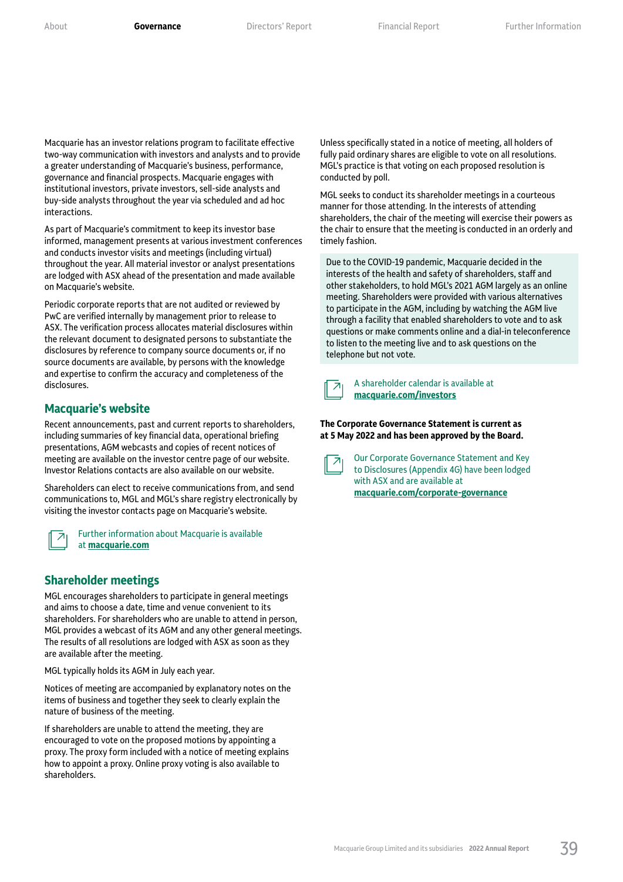Macquarie has an investor relations program to facilitate effective two-way communication with investors and analysts and to provide a greater understanding of Macquarie's business, performance, governance and financial prospects. Macquarie engages with institutional investors, private investors, sell-side analysts and buy-side analysts throughout the year via scheduled and ad hoc interactions.

As part of Macquarie's commitment to keep its investor base informed, management presents at various investment conferences and conducts investor visits and meetings (including virtual) throughout the year. All material investor or analyst presentations are lodged with ASX ahead of the presentation and made available on Macquarie's website.

Periodic corporate reports that are not audited or reviewed by PwC are verified internally by management prior to release to ASX. The verification process allocates material disclosures within the relevant document to designated persons to substantiate the disclosures by reference to company source documents or, if no source documents are available, by persons with the knowledge and expertise to confirm the accuracy and completeness of the disclosures.

## Macquarie's website

Recent announcements, past and current reports to shareholders, including summaries of key financial data, operational briefing presentations, AGM webcasts and copies of recent notices of meeting are available on the investor centre page of our website. Investor Relations contacts are also available on our website.

Shareholders can elect to receive communications from, and send communications to, MGL and MGL's share registry electronically by visiting the investor contacts page on Macquarie's website.

Further information about Macquarie is available at **macquarie.com**

## Shareholder meetings

MGL encourages shareholders to participate in general meetings and aims to choose a date, time and venue convenient to its shareholders. For shareholders who are unable to attend in person, MGL provides a webcast of its AGM and any other general meetings. The results of all resolutions are lodged with ASX as soon as they are available after the meeting.

MGL typically holds its AGM in July each year.

Notices of meeting are accompanied by explanatory notes on the items of business and together they seek to clearly explain the nature of business of the meeting.

If shareholders are unable to attend the meeting, they are encouraged to vote on the proposed motions by appointing a proxy. The proxy form included with a notice of meeting explains how to appoint a proxy. Online proxy voting is also available to shareholders.

Unless specifically stated in a notice of meeting, all holders of fully paid ordinary shares are eligible to vote on all resolutions. MGL's practice is that voting on each proposed resolution is conducted by poll.

MGL seeks to conduct its shareholder meetings in a courteous manner for those attending. In the interests of attending shareholders, the chair of the meeting will exercise their powers as the chair to ensure that the meeting is conducted in an orderly and timely fashion.

Due to the COVID-19 pandemic, Macquarie decided in the interests of the health and safety of shareholders, staff and other stakeholders, to hold MGL's 2021 AGM largely as an online meeting. Shareholders were provided with various alternatives to participate in the AGM, including by watching the AGM live through a facility that enabled shareholders to vote and to ask questions or make comments online and a dial-in teleconference to listen to the meeting live and to ask questions on the telephone but not vote.

A shareholder calendar is available at **macquarie.com/investors**

**The Corporate Governance Statement is current as at 5 May 2022 and has been approved by the Board.**

Our Corporate Governance Statement and Key to Disclosures (Appendix 4G) have been lodged with ASX and are available at **macquarie.com/corporate-governance**